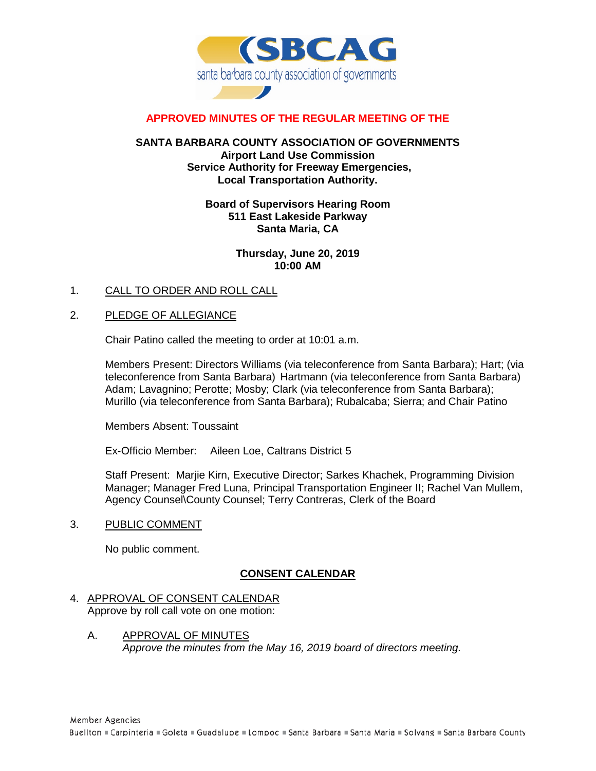**APPROVED MINUTES OF THE REGULAR MEETING OF THE**

**SANTA BARBARA COUNTY ASSOCIATION OF GOVERNMENTS**
**Airport Land Use Commission**
**Service Authority for Freeway Emergencies,**
**Local Transportation Authority.**

**Board of Supervisors Hearing Room**
**511 East Lakeside Parkway**
**Santa Maria, CA**

**Thursday, June 20, 2019**
**10:00 AM**

1. CALL TO ORDER AND ROLL CALL

2. PLEDGE OF ALLEGIANCE

Chair Patino called the meeting to order at 10:01 a.m.

Members Present: Directors Williams (via teleconference from Santa Barbara); Hart; (via teleconference from Santa Barbara) Hartmann (via teleconference from Santa Barbara) Adam; Lavagnino; Perotte; Mosby; Clark (via teleconference from Santa Barbara); Murillo (via teleconference from Santa Barbara); Rubalcaba; Sierra; and Chair Patino

Members Absent: Toussaint

Ex-Officio Member: Aileen Loe, Caltrans District 5

Staff Present: Marjie Kirn, Executive Director; Sarkes Khachek, Programming Division Manager; Manager Fred Luna, Principal Transportation Engineer II; Rachel Van Mullem, Agency Counsel\County Counsel; Terry Contreras, Clerk of the Board

3. PUBLIC COMMENT

No public comment.

## CONSENT CALENDAR

4. APPROVAL OF CONSENT CALENDAR
   Approve by roll call vote on one motion:

   A. APPROVAL OF MINUTES
   *Approve the minutes from the May 16, 2019 board of directors meeting.*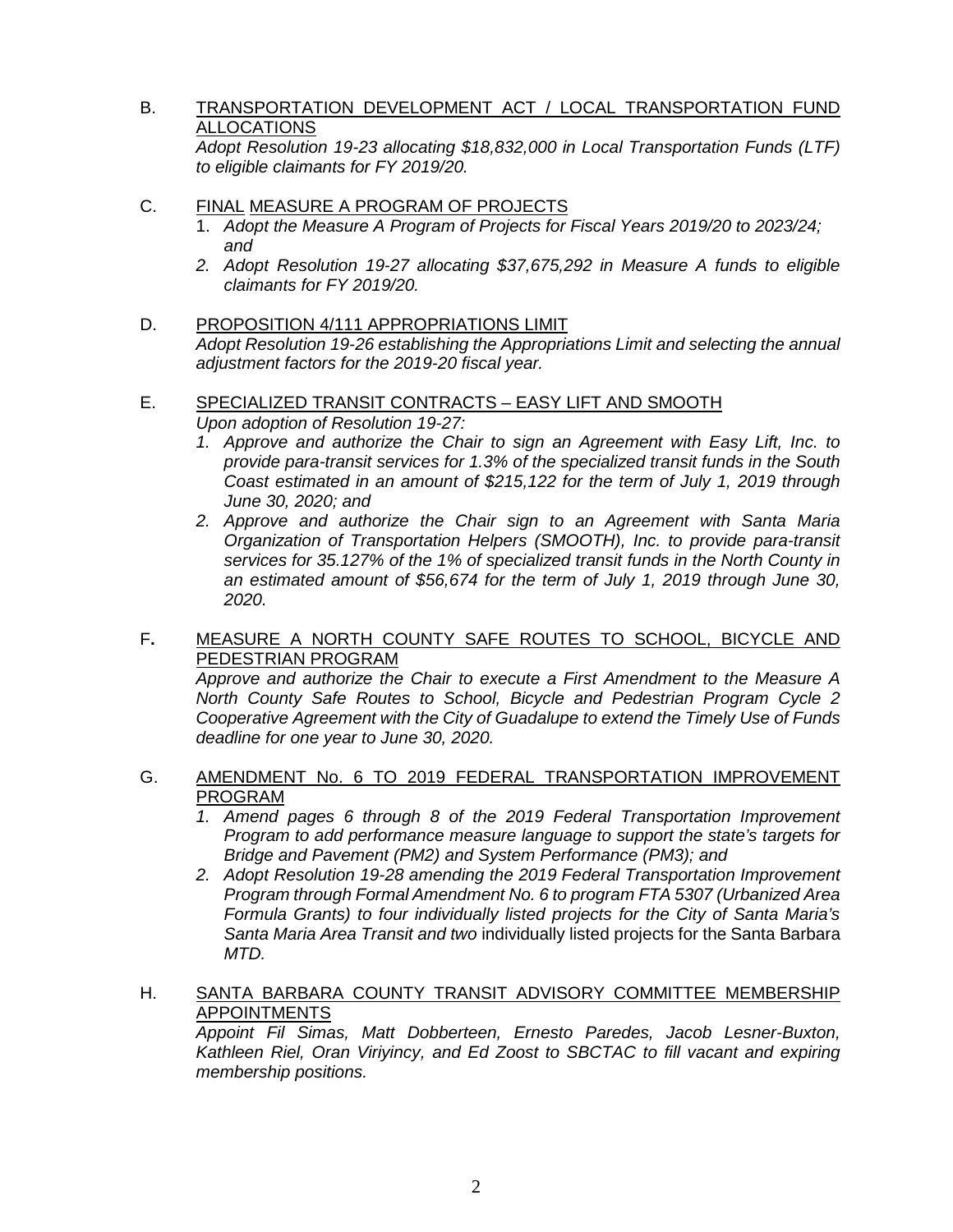B. <u>TRANSPORTATION DEVELOPMENT ACT / LOCAL TRANSPORTATION FUND ALLOCATIONS</u>
*Adopt Resolution 19-23 allocating $18,832,000 in Local Transportation Funds (LTF) to eligible claimants for FY 2019/20.*

C. <u>FINAL</u> <u>MEASURE A PROGRAM OF PROJECTS</u>
1. *Adopt the Measure A Program of Projects for Fiscal Years 2019/20 to 2023/24; and*
2. *Adopt Resolution 19-27 allocating $37,675,292 in Measure A funds to eligible claimants for FY 2019/20.*

D. <u>PROPOSITION 4/111 APPROPRIATIONS LIMIT</u>
*Adopt Resolution 19-26 establishing the Appropriations Limit and selecting the annual adjustment factors for the 2019-20 fiscal year.*

E. <u>SPECIALIZED TRANSIT CONTRACTS – EASY LIFT AND SMOOTH</u>
*Upon adoption of Resolution 19-27:*
1. *Approve and authorize the Chair to sign an Agreement with Easy Lift, Inc. to provide para-transit services for 1.3% of the specialized transit funds in the South Coast estimated in an amount of $215,122 for the term of July 1, 2019 through June 30, 2020; and*
2. *Approve and authorize the Chair sign to an Agreement with Santa Maria Organization of Transportation Helpers (SMOOTH), Inc. to provide para-transit services for 35.127% of the 1% of specialized transit funds in the North County in an estimated amount of $56,674 for the term of July 1, 2019 through June 30, 2020.*

F. <u>MEASURE A NORTH COUNTY SAFE ROUTES TO SCHOOL, BICYCLE AND PEDESTRIAN PROGRAM</u>
*Approve and authorize the Chair to execute a First Amendment to the Measure A North County Safe Routes to School, Bicycle and Pedestrian Program Cycle 2 Cooperative Agreement with the City of Guadalupe to extend the Timely Use of Funds deadline for one year to June 30, 2020.*

G. <u>AMENDMENT No. 6 TO 2019 FEDERAL TRANSPORTATION IMPROVEMENT PROGRAM</u>
1. *Amend pages 6 through 8 of the 2019 Federal Transportation Improvement Program to add performance measure language to support the state's targets for Bridge and Pavement (PM2) and System Performance (PM3); and*
2. *Adopt Resolution 19-28 amending the 2019 Federal Transportation Improvement Program through Formal Amendment No. 6 to program FTA 5307 (Urbanized Area Formula Grants) to four individually listed projects for the City of Santa Maria's Santa Maria Area Transit and two* individually listed projects for the Santa Barbara *MTD.*

H. <u>SANTA BARBARA COUNTY TRANSIT ADVISORY COMMITTEE MEMBERSHIP APPOINTMENTS</u>
*Appoint Fil Simas, Matt Dobberteen, Ernesto Paredes, Jacob Lesner-Buxton, Kathleen Riel, Oran Viriyincy, and Ed Zoost to SBCTAC to fill vacant and expiring membership positions.*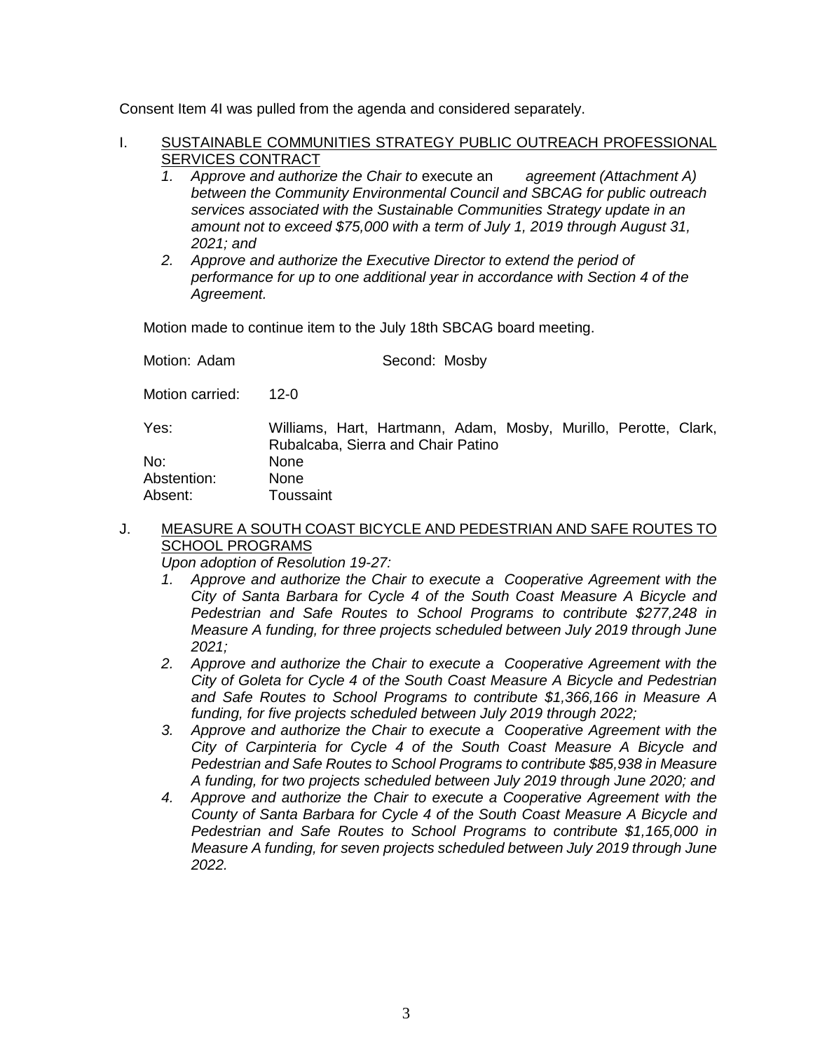Consent Item 4I was pulled from the agenda and considered separately.

I. <u>SUSTAINABLE COMMUNITIES STRATEGY PUBLIC OUTREACH PROFESSIONAL SERVICES CONTRACT</u>

1. *Approve and authorize the Chair to* execute an *agreement (Attachment A) between the Community Environmental Council and SBCAG for public outreach services associated with the Sustainable Communities Strategy update in an amount not to exceed $75,000 with a term of July 1, 2019 through August 31, 2021; and*
2. *Approve and authorize the Executive Director to extend the period of performance for up to one additional year in accordance with Section 4 of the Agreement.*

Motion made to continue item to the July 18th SBCAG board meeting.

Motion: Adam Second: Mosby

Motion carried: 12-0

Yes: Williams, Hart, Hartmann, Adam, Mosby, Murillo, Perotte, Clark, Rubalcaba, Sierra and Chair Patino
No: None
Abstention: None
Absent: Toussaint

J. <u>MEASURE A SOUTH COAST BICYCLE AND PEDESTRIAN AND SAFE ROUTES TO SCHOOL PROGRAMS</u>

*Upon adoption of Resolution 19-27:*

1. *Approve and authorize the Chair to execute a Cooperative Agreement with the City of Santa Barbara for Cycle 4 of the South Coast Measure A Bicycle and Pedestrian and Safe Routes to School Programs to contribute $277,248 in Measure A funding, for three projects scheduled between July 2019 through June 2021;*
2. *Approve and authorize the Chair to execute a Cooperative Agreement with the City of Goleta for Cycle 4 of the South Coast Measure A Bicycle and Pedestrian and Safe Routes to School Programs to contribute $1,366,166 in Measure A funding, for five projects scheduled between July 2019 through 2022;*
3. *Approve and authorize the Chair to execute a Cooperative Agreement with the City of Carpinteria for Cycle 4 of the South Coast Measure A Bicycle and Pedestrian and Safe Routes to School Programs to contribute $85,938 in Measure A funding, for two projects scheduled between July 2019 through June 2020; and*
4. *Approve and authorize the Chair to execute a Cooperative Agreement with the County of Santa Barbara for Cycle 4 of the South Coast Measure A Bicycle and Pedestrian and Safe Routes to School Programs to contribute $1,165,000 in Measure A funding, for seven projects scheduled between July 2019 through June 2022.*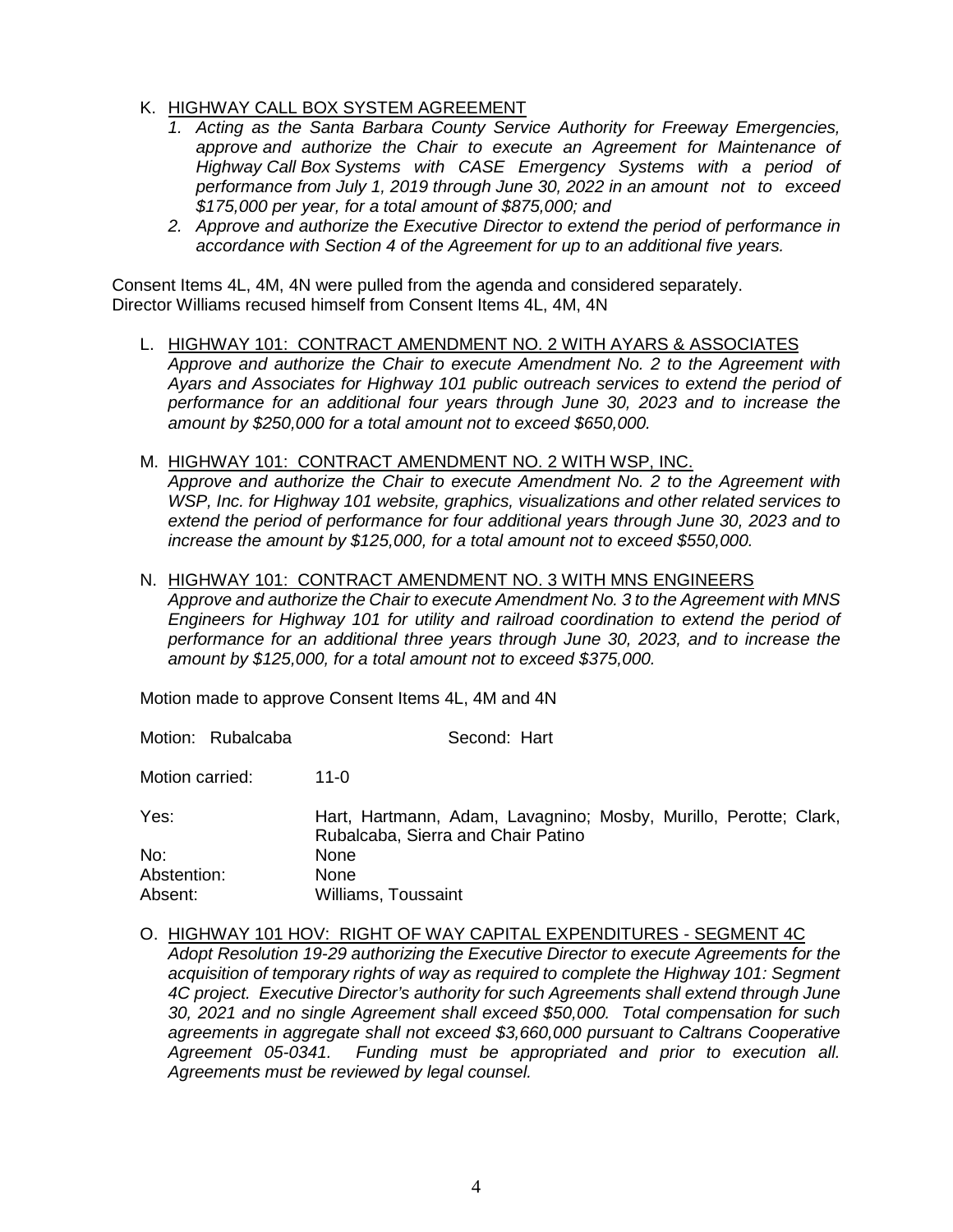K. <u>HIGHWAY CALL BOX SYSTEM AGREEMENT</u>

1. *Acting as the Santa Barbara County Service Authority for Freeway Emergencies, approve and authorize the Chair to execute an Agreement for Maintenance of Highway Call Box Systems with CASE Emergency Systems with a period of performance from July 1, 2019 through June 30, 2022 in an amount not to exceed $175,000 per year, for a total amount of $875,000; and*
2. *Approve and authorize the Executive Director to extend the period of performance in accordance with Section 4 of the Agreement for up to an additional five years.*

Consent Items 4L, 4M, 4N were pulled from the agenda and considered separately.
Director Williams recused himself from Consent Items 4L, 4M, 4N

L. <u>HIGHWAY 101: CONTRACT AMENDMENT NO. 2 WITH AYARS & ASSOCIATES</u>
*Approve and authorize the Chair to execute Amendment No. 2 to the Agreement with Ayars and Associates for Highway 101 public outreach services to extend the period of performance for an additional four years through June 30, 2023 and to increase the amount by $250,000 for a total amount not to exceed $650,000.*

M. <u>HIGHWAY 101: CONTRACT AMENDMENT NO. 2 WITH WSP, INC.</u>
*Approve and authorize the Chair to execute Amendment No. 2 to the Agreement with WSP, Inc. for Highway 101 website, graphics, visualizations and other related services to extend the period of performance for four additional years through June 30, 2023 and to increase the amount by $125,000, for a total amount not to exceed $550,000.*

N. <u>HIGHWAY 101: CONTRACT AMENDMENT NO. 3 WITH MNS ENGINEERS</u>
*Approve and authorize the Chair to execute Amendment No. 3 to the Agreement with MNS Engineers for Highway 101 for utility and railroad coordination to extend the period of performance for an additional three years through June 30, 2023, and to increase the amount by $125,000, for a total amount not to exceed $375,000.*

Motion made to approve Consent Items 4L, 4M and 4N

Motion: Rubalcaba Second: Hart

Motion carried: 11-0

Yes: Hart, Hartmann, Adam, Lavagnino; Mosby, Murillo, Perotte; Clark, Rubalcaba, Sierra and Chair Patino
No: None
Abstention: None
Absent: Williams, Toussaint

O. <u>HIGHWAY 101 HOV: RIGHT OF WAY CAPITAL EXPENDITURES - SEGMENT 4C</u>
*Adopt Resolution 19-29 authorizing the Executive Director to execute Agreements for the acquisition of temporary rights of way as required to complete the Highway 101: Segment 4C project. Executive Director's authority for such Agreements shall extend through June 30, 2021 and no single Agreement shall exceed $50,000. Total compensation for such agreements in aggregate shall not exceed $3,660,000 pursuant to Caltrans Cooperative Agreement 05-0341. Funding must be appropriated and prior to execution all. Agreements must be reviewed by legal counsel.*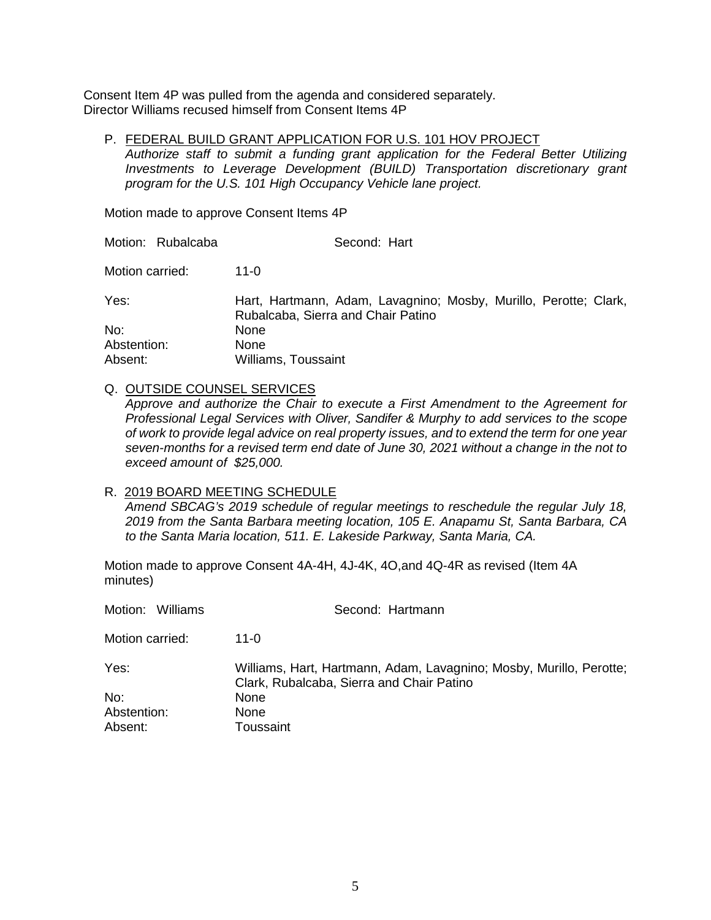Consent Item 4P was pulled from the agenda and considered separately.
Director Williams recused himself from Consent Items 4P

P. FEDERAL BUILD GRANT APPLICATION FOR U.S. 101 HOV PROJECT
*Authorize staff to submit a funding grant application for the Federal Better Utilizing Investments to Leverage Development (BUILD) Transportation discretionary grant program for the U.S. 101 High Occupancy Vehicle lane project.*

Motion made to approve Consent Items 4P

Motion: Rubalcaba    Second: Hart

Motion carried: 11-0

Yes: Hart, Hartmann, Adam, Lavagnino; Mosby, Murillo, Perotte; Clark, Rubalcaba, Sierra and Chair Patino
No: None
Abstention: None
Absent: Williams, Toussaint

Q. OUTSIDE COUNSEL SERVICES
*Approve and authorize the Chair to execute a First Amendment to the Agreement for Professional Legal Services with Oliver, Sandifer & Murphy to add services to the scope of work to provide legal advice on real property issues, and to extend the term for one year seven-months for a revised term end date of June 30, 2021 without a change in the not to exceed amount of $25,000.*

R. 2019 BOARD MEETING SCHEDULE
*Amend SBCAG's 2019 schedule of regular meetings to reschedule the regular July 18, 2019 from the Santa Barbara meeting location, 105 E. Anapamu St, Santa Barbara, CA to the Santa Maria location, 511. E. Lakeside Parkway, Santa Maria, CA.*

Motion made to approve Consent 4A-4H, 4J-4K, 4O,and 4Q-4R as revised (Item 4A minutes)

Motion: Williams    Second: Hartmann

Motion carried: 11-0

Yes: Williams, Hart, Hartmann, Adam, Lavagnino; Mosby, Murillo, Perotte; Clark, Rubalcaba, Sierra and Chair Patino
No: None
Abstention: None
Absent: Toussaint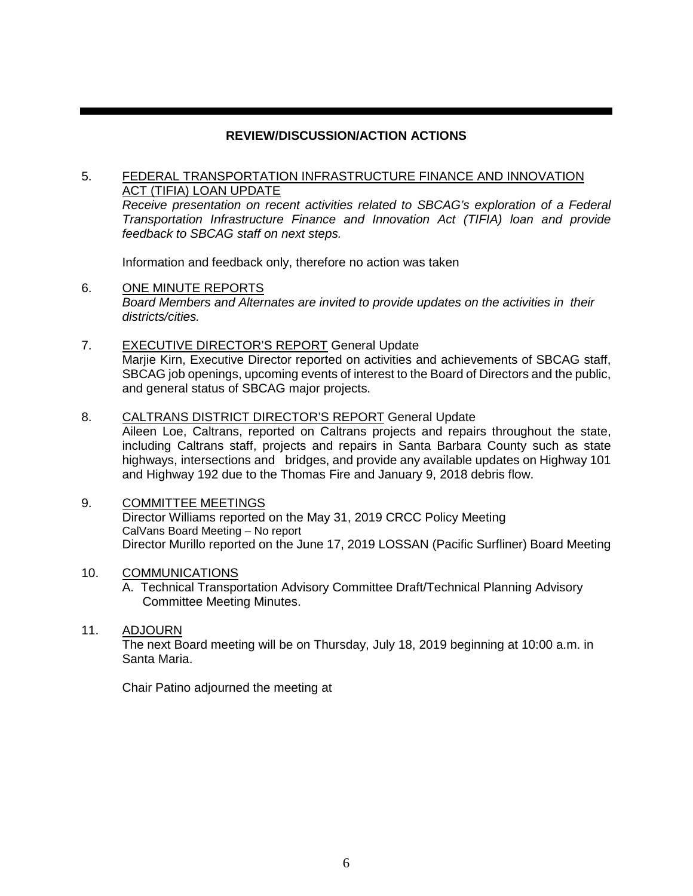## REVIEW/DISCUSSION/ACTION ACTIONS

5. FEDERAL TRANSPORTATION INFRASTRUCTURE FINANCE AND INNOVATION ACT (TIFIA) LOAN UPDATE
   *Receive presentation on recent activities related to SBCAG's exploration of a Federal Transportation Infrastructure Finance and Innovation Act (TIFIA) loan and provide feedback to SBCAG staff on next steps.*

   Information and feedback only, therefore no action was taken

6. ONE MINUTE REPORTS
   *Board Members and Alternates are invited to provide updates on the activities in their districts/cities.*

7. EXECUTIVE DIRECTOR'S REPORT General Update
   Marjie Kirn, Executive Director reported on activities and achievements of SBCAG staff, SBCAG job openings, upcoming events of interest to the Board of Directors and the public, and general status of SBCAG major projects.

8. CALTRANS DISTRICT DIRECTOR'S REPORT General Update
   Aileen Loe, Caltrans, reported on Caltrans projects and repairs throughout the state, including Caltrans staff, projects and repairs in Santa Barbara County such as state highways, intersections and bridges, and provide any available updates on Highway 101 and Highway 192 due to the Thomas Fire and January 9, 2018 debris flow.

9. COMMITTEE MEETINGS
   Director Williams reported on the May 31, 2019 CRCC Policy Meeting
   CalVans Board Meeting – No report
   Director Murillo reported on the June 17, 2019 LOSSAN (Pacific Surfliner) Board Meeting

10. COMMUNICATIONS
    A. Technical Transportation Advisory Committee Draft/Technical Planning Advisory Committee Meeting Minutes.

11. ADJOURN
    The next Board meeting will be on Thursday, July 18, 2019 beginning at 10:00 a.m. in Santa Maria.

    Chair Patino adjourned the meeting at